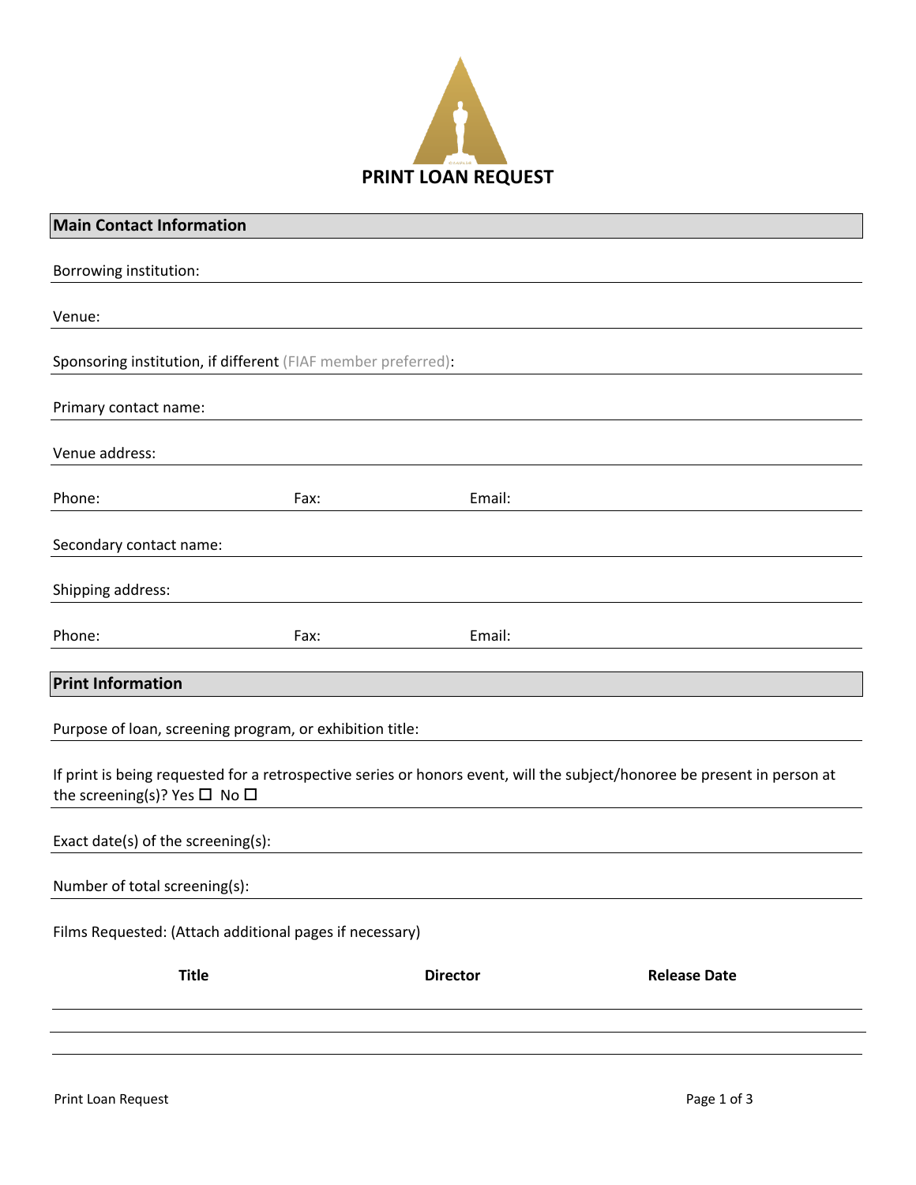# PRINT LOAN REQUEST

## Main Contact Information

Borrowing institution:

Venue:

Sponsoring institution, if different (FIAF member preferred):

Primary contact name:

Venue address:

Phone: Fax: Email:

Secondary contact name:

Shipping address:

Phone: Fax: Email:

## Print Information

Purpose of loan, screening program, or exhibition title:

If print is being requested for a retrospective series or honors event, will the subject/honoree be present in person at the screening(s)? Yes ☐ No ☐

Exact date(s) of the screening(s):

Number of total screening(s):

Films Requested: (Attach additional pages if necessary)

| Title | Director | Release Date |
|---|---|---|
| | | |
| | | |
| | | |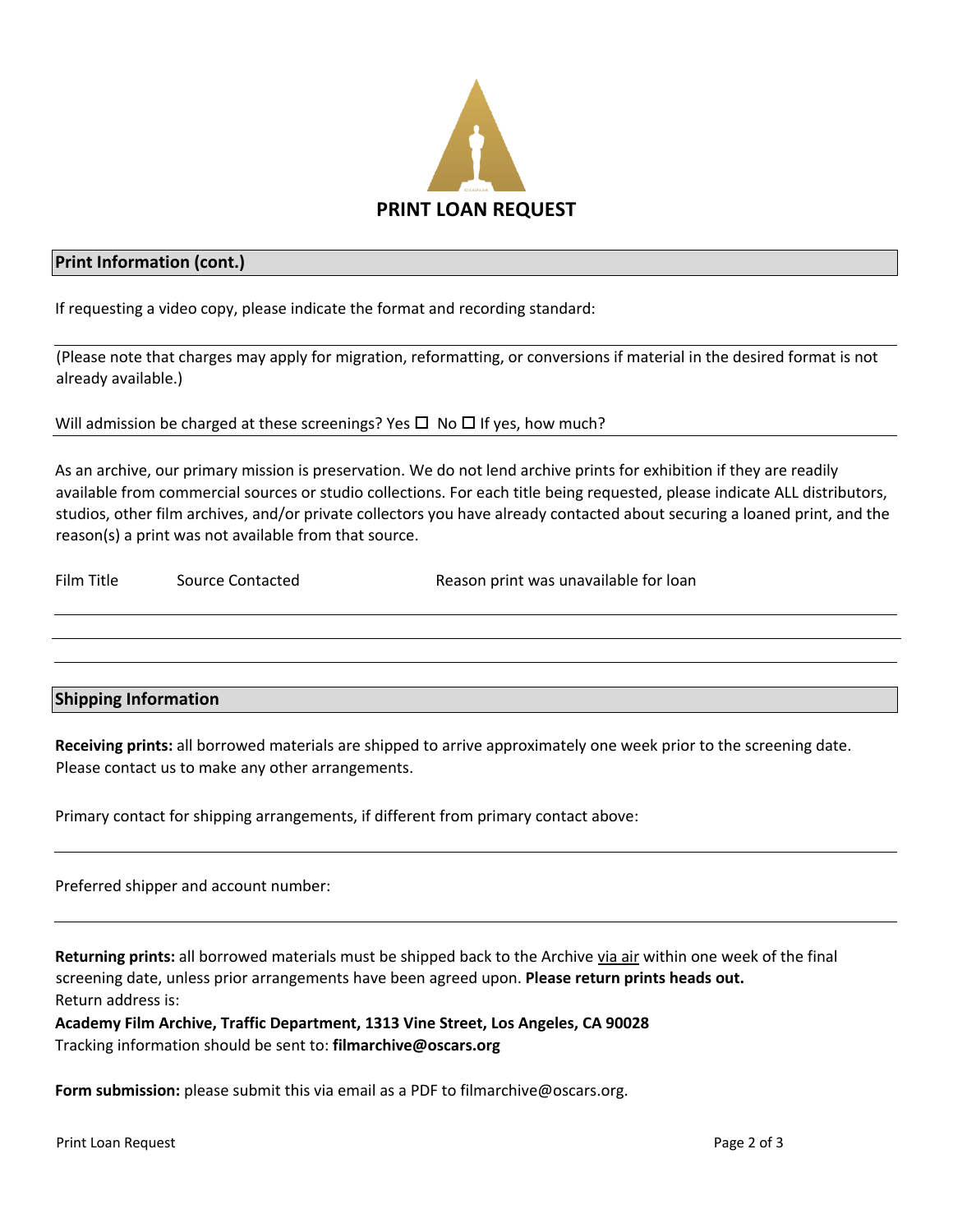# PRINT LOAN REQUEST

## Print Information (cont.)

If requesting a video copy, please indicate the format and recording standard:

---

(Please note that charges may apply for migration, reformatting, or conversions if material in the desired format is not already available.)

Will admission be charged at these screenings? Yes ☐ No ☐ If yes, how much?

---

As an archive, our primary mission is preservation. We do not lend archive prints for exhibition if they are readily available from commercial sources or studio collections. For each title being requested, please indicate ALL distributors, studios, other film archives, and/or private collectors you have already contacted about securing a loaned print, and the reason(s) a print was not available from that source.

| Film Title | Source Contacted | Reason print was unavailable for loan |
|---|---|---|
| | | |
| | | |
| | | |

## Shipping Information

**Receiving prints:** all borrowed materials are shipped to arrive approximately one week prior to the screening date. Please contact us to make any other arrangements.

Primary contact for shipping arrangements, if different from primary contact above:

---

Preferred shipper and account number:

---

**Returning prints:** all borrowed materials must be shipped back to the Archive via air within one week of the final screening date, unless prior arrangements have been agreed upon. **Please return prints heads out.**
Return address is:
**Academy Film Archive, Traffic Department, 1313 Vine Street, Los Angeles, CA 90028**
Tracking information should be sent to: **filmarchive@oscars.org**

**Form submission:** please submit this via email as a PDF to filmarchive@oscars.org.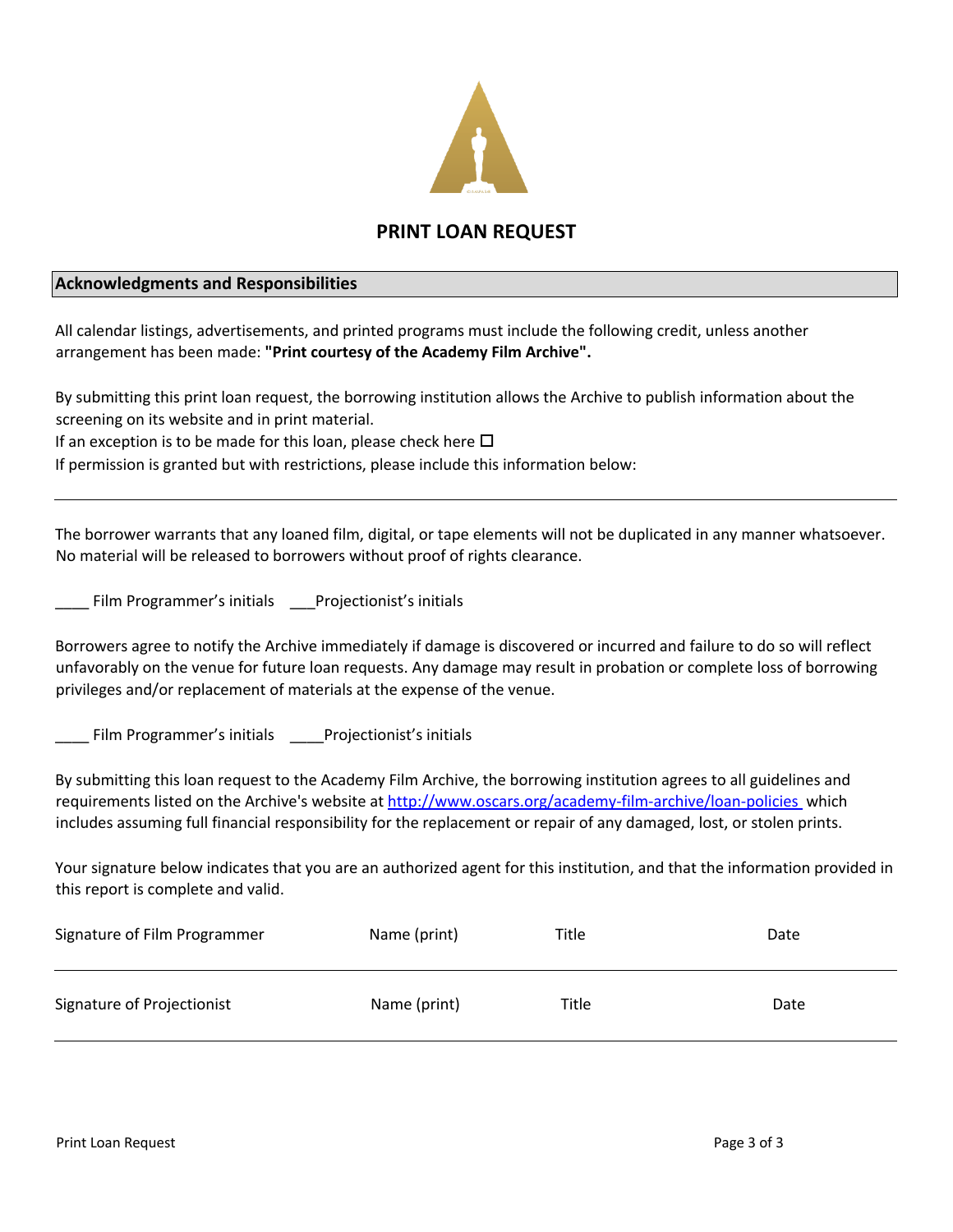# PRINT LOAN REQUEST

## Acknowledgments and Responsibilities

All calendar listings, advertisements, and printed programs must include the following credit, unless another arrangement has been made: **"Print courtesy of the Academy Film Archive".**

By submitting this print loan request, the borrowing institution allows the Archive to publish information about the screening on its website and in print material.
If an exception is to be made for this loan, please check here ☐
If permission is granted but with restrictions, please include this information below:

---

The borrower warrants that any loaned film, digital, or tape elements will not be duplicated in any manner whatsoever. No material will be released to borrowers without proof of rights clearance.

____ Film Programmer's initials ___Projectionist's initials

Borrowers agree to notify the Archive immediately if damage is discovered or incurred and failure to do so will reflect unfavorably on the venue for future loan requests. Any damage may result in probation or complete loss of borrowing privileges and/or replacement of materials at the expense of the venue.

____ Film Programmer's initials ____Projectionist's initials

By submitting this loan request to the Academy Film Archive, the borrowing institution agrees to all guidelines and requirements listed on the Archive's website at http://www.oscars.org/academy-film-archive/loan-policies which includes assuming full financial responsibility for the replacement or repair of any damaged, lost, or stolen prints.

Your signature below indicates that you are an authorized agent for this institution, and that the information provided in this report is complete and valid.

| Signature of Film Programmer | Name (print) | Title | Date |
|---|---|---|---|
| | | | |

| Signature of Projectionist | Name (print) | Title | Date |
|---|---|---|---|
| | | | |